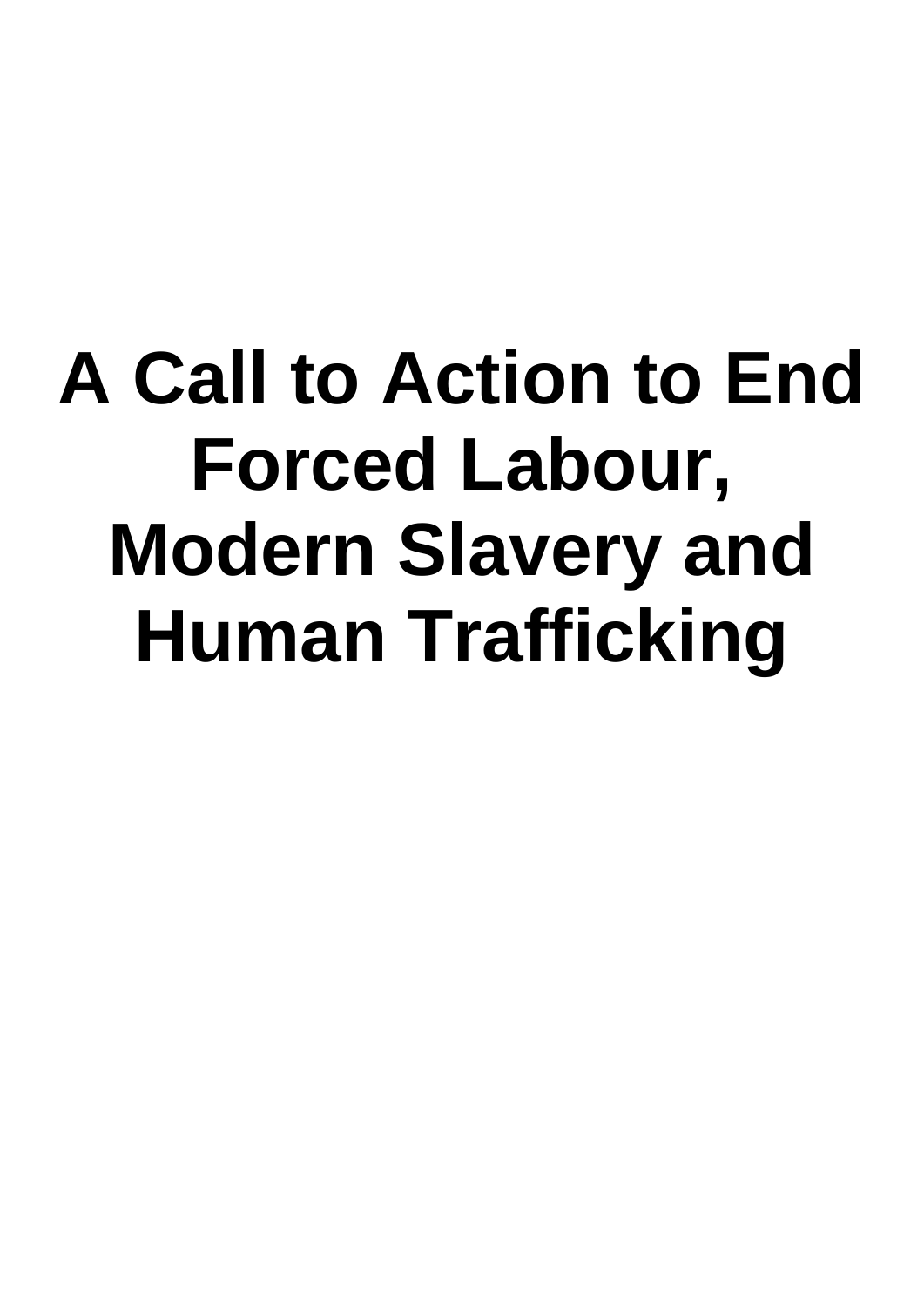# A Call to Action to End Forced Labour, Modern Slavery and Human Trafficking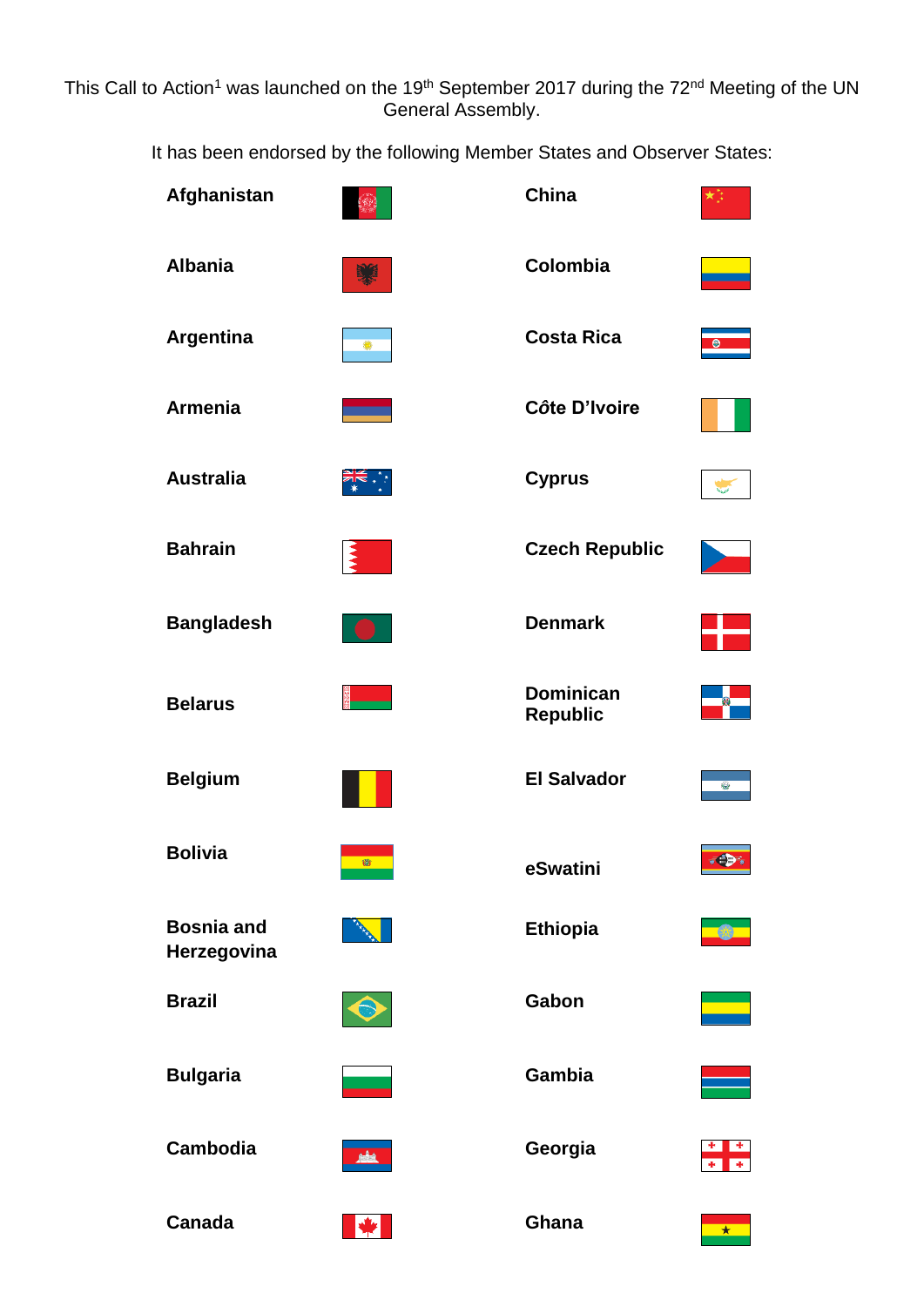This Call to Action[1] was launched on the 19th September 2017 during the 72nd Meeting of the UN General Assembly.

It has been endorsed by the following Member States and Observer States:

**Afghanistan**

**Albania**

**Argentina**

**Armenia**

**Australia**

**Bahrain**

**Bangladesh**

**Belarus**

**Belgium**

**Bolivia**

**Bosnia and Herzegovina**

**Brazil**

**Bulgaria**

**Cambodia**

**Canada**

**China**

**Colombia**

**Costa Rica**

**Côte D'Ivoire**

**Cyprus**

**Czech Republic**

**Denmark**

**Dominican Republic**

**El Salvador**

**eSwatini**

**Ethiopia**

**Gabon**

**Gambia**

**Georgia**

**Ghana**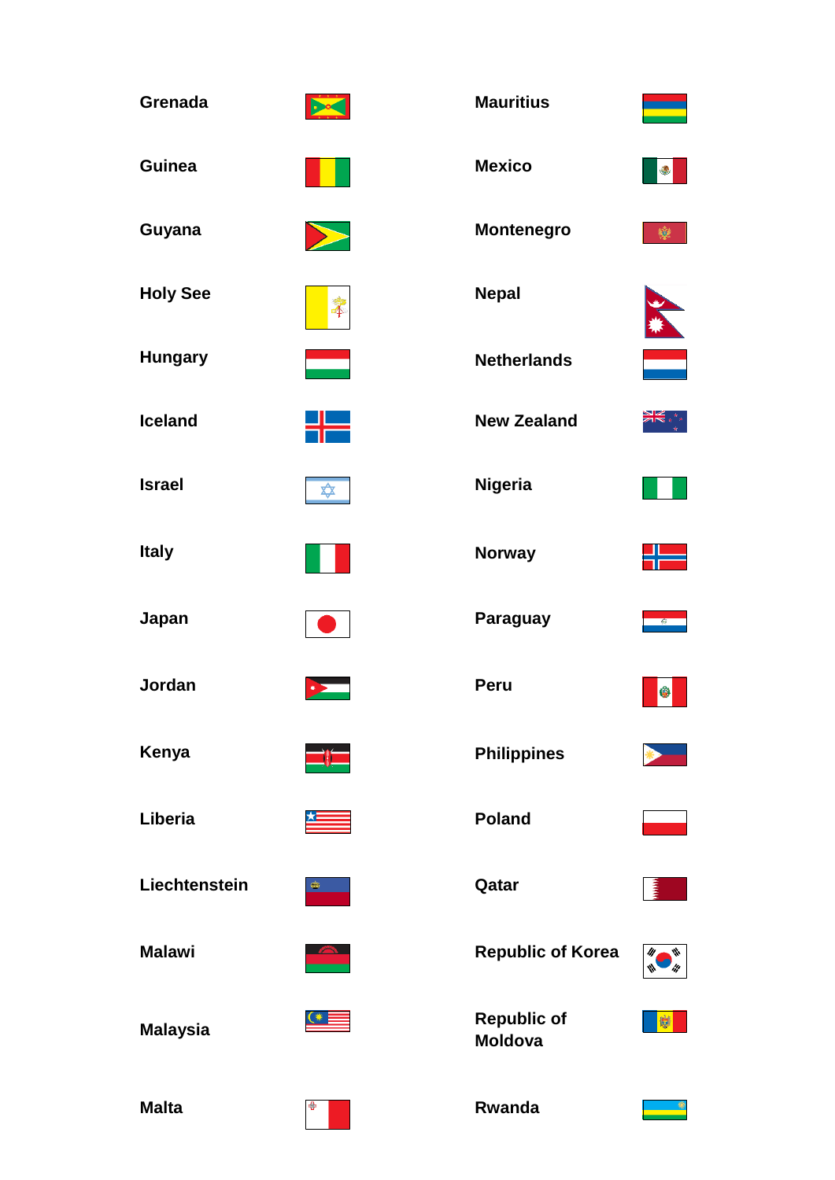Grenada

Guinea

Guyana

Holy See

Hungary

Iceland

Israel

Italy

Japan

Jordan

Kenya

Liberia

Liechtenstein

Malawi

Malaysia

Malta

Mauritius

Mexico

Montenegro

Nepal

Netherlands

New Zealand

Nigeria

Norway

Paraguay

Peru

Philippines

Poland

Qatar

Republic of Korea

Republic of Moldova

Rwanda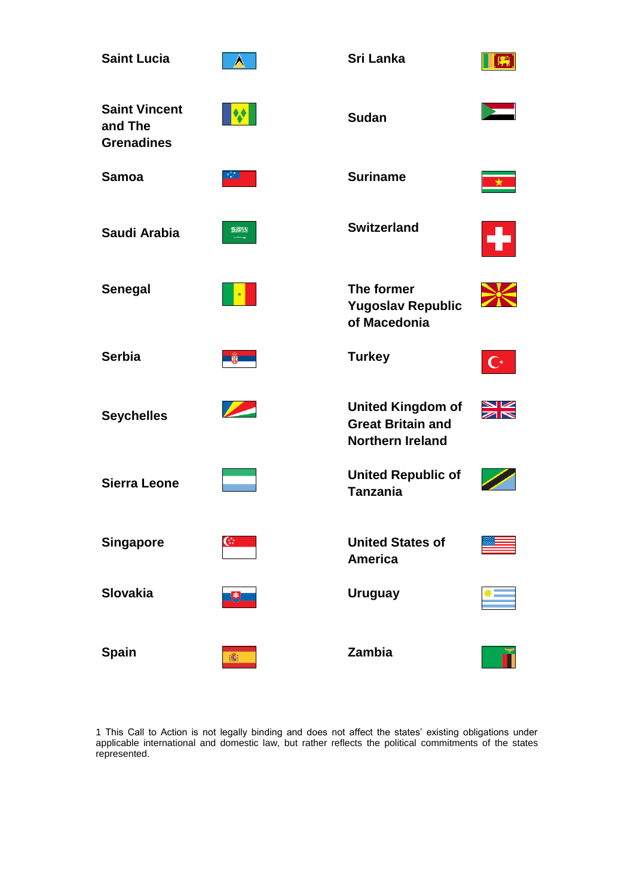**Saint Lucia**

**Saint Vincent and The Grenadines**

**Samoa**

**Saudi Arabia**

**Senegal**

**Serbia**

**Seychelles**

**Sierra Leone**

**Singapore**

**Slovakia**

**Spain**

**Sri Lanka**

**Sudan**

**Suriname**

**Switzerland**

**The former Yugoslav Republic of Macedonia**

**Turkey**

**United Kingdom of Great Britain and Northern Ireland**

**United Republic of Tanzania**

**United States of America**

**Uruguay**

**Zambia**

1 This Call to Action is not legally binding and does not affect the states' existing obligations under applicable international and domestic law, but rather reflects the political commitments of the states represented.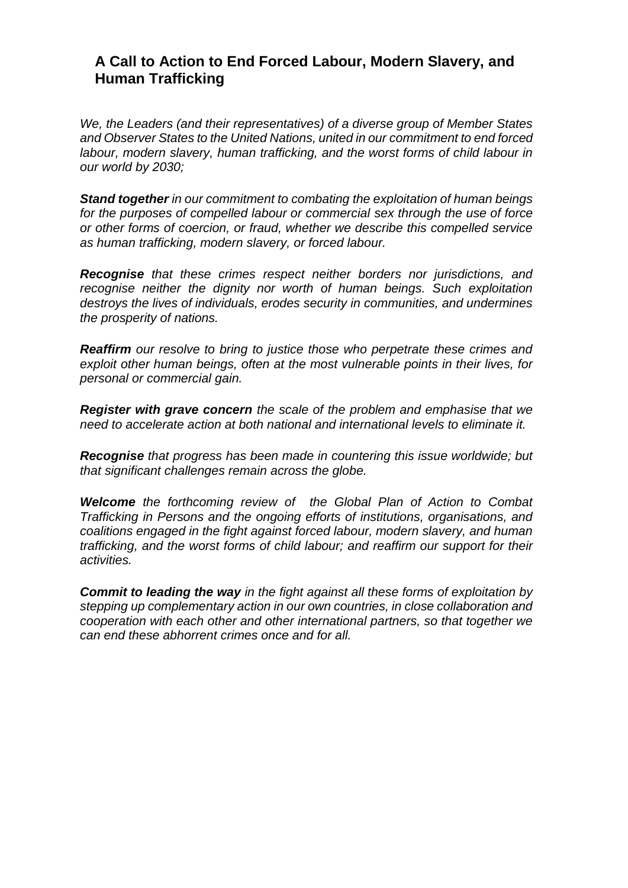## A Call to Action to End Forced Labour, Modern Slavery, and Human Trafficking

*We, the Leaders (and their representatives) of a diverse group of Member States and Observer States to the United Nations, united in our commitment to end forced labour, modern slavery, human trafficking, and the worst forms of child labour in our world by 2030;*

***Stand together*** *in our commitment to combating the exploitation of human beings for the purposes of compelled labour or commercial sex through the use of force or other forms of coercion, or fraud, whether we describe this compelled service as human trafficking, modern slavery, or forced labour.*

***Recognise*** *that these crimes respect neither borders nor jurisdictions, and recognise neither the dignity nor worth of human beings. Such exploitation destroys the lives of individuals, erodes security in communities, and undermines the prosperity of nations.*

***Reaffirm*** *our resolve to bring to justice those who perpetrate these crimes and exploit other human beings, often at the most vulnerable points in their lives, for personal or commercial gain.*

***Register with grave concern*** *the scale of the problem and emphasise that we need to accelerate action at both national and international levels to eliminate it.*

***Recognise*** *that progress has been made in countering this issue worldwide; but that significant challenges remain across the globe.*

***Welcome*** *the forthcoming review of the Global Plan of Action to Combat Trafficking in Persons and the ongoing efforts of institutions, organisations, and coalitions engaged in the fight against forced labour, modern slavery, and human trafficking, and the worst forms of child labour; and reaffirm our support for their activities.*

***Commit to leading the way*** *in the fight against all these forms of exploitation by stepping up complementary action in our own countries, in close collaboration and cooperation with each other and other international partners, so that together we can end these abhorrent crimes once and for all.*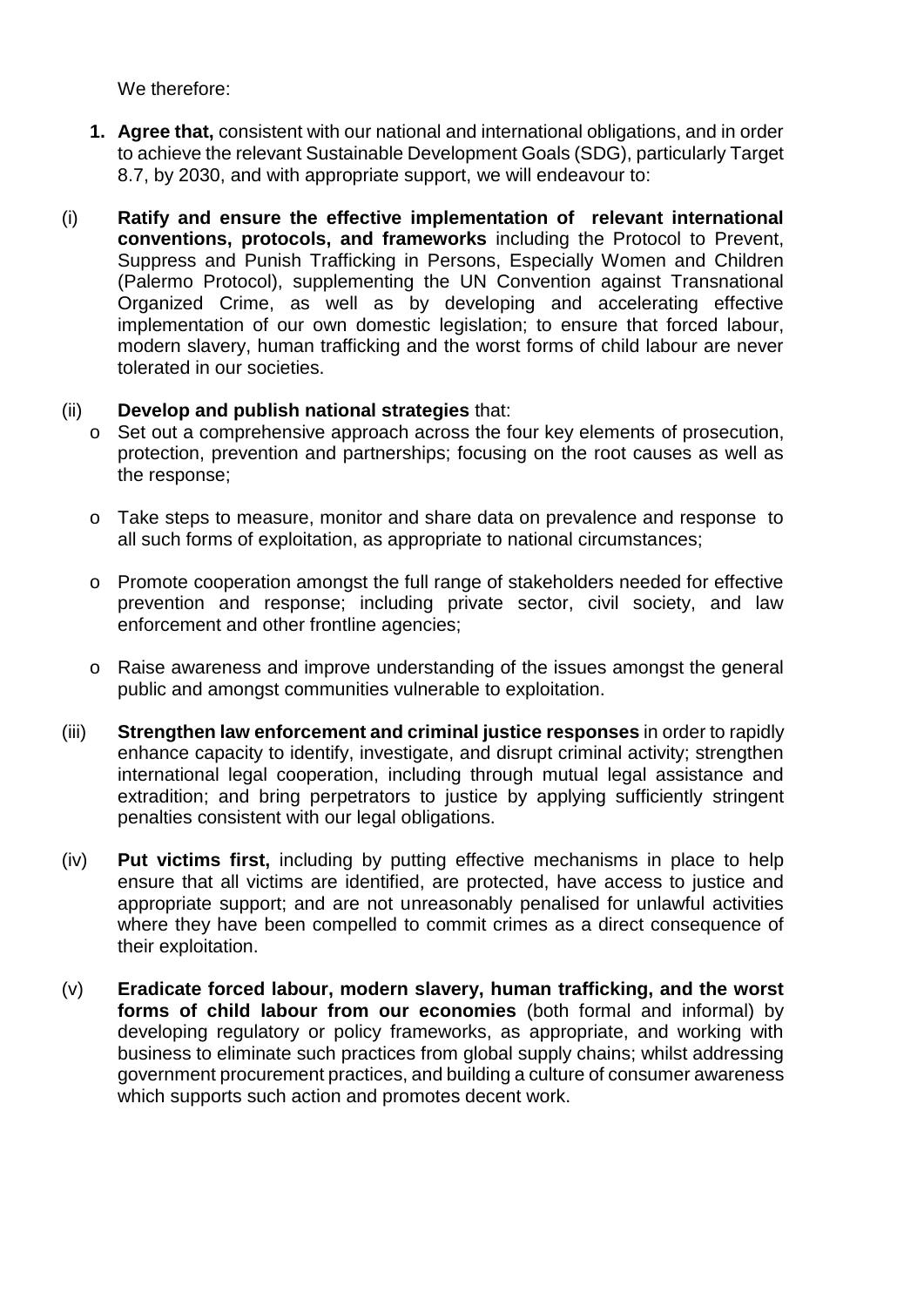We therefore:

1. **Agree that,** consistent with our national and international obligations, and in order to achieve the relevant Sustainable Development Goals (SDG), particularly Target 8.7, by 2030, and with appropriate support, we will endeavour to:

(i) **Ratify and ensure the effective implementation of relevant international conventions, protocols, and frameworks** including the Protocol to Prevent, Suppress and Punish Trafficking in Persons, Especially Women and Children (Palermo Protocol), supplementing the UN Convention against Transnational Organized Crime, as well as by developing and accelerating effective implementation of our own domestic legislation; to ensure that forced labour, modern slavery, human trafficking and the worst forms of child labour are never tolerated in our societies.

(ii) **Develop and publish national strategies** that:

- Set out a comprehensive approach across the four key elements of prosecution, protection, prevention and partnerships; focusing on the root causes as well as the response;
- Take steps to measure, monitor and share data on prevalence and response to all such forms of exploitation, as appropriate to national circumstances;
- Promote cooperation amongst the full range of stakeholders needed for effective prevention and response; including private sector, civil society, and law enforcement and other frontline agencies;
- Raise awareness and improve understanding of the issues amongst the general public and amongst communities vulnerable to exploitation.

(iii) **Strengthen law enforcement and criminal justice responses** in order to rapidly enhance capacity to identify, investigate, and disrupt criminal activity; strengthen international legal cooperation, including through mutual legal assistance and extradition; and bring perpetrators to justice by applying sufficiently stringent penalties consistent with our legal obligations.

(iv) **Put victims first,** including by putting effective mechanisms in place to help ensure that all victims are identified, are protected, have access to justice and appropriate support; and are not unreasonably penalised for unlawful activities where they have been compelled to commit crimes as a direct consequence of their exploitation.

(v) **Eradicate forced labour, modern slavery, human trafficking, and the worst forms of child labour from our economies** (both formal and informal) by developing regulatory or policy frameworks, as appropriate, and working with business to eliminate such practices from global supply chains; whilst addressing government procurement practices, and building a culture of consumer awareness which supports such action and promotes decent work.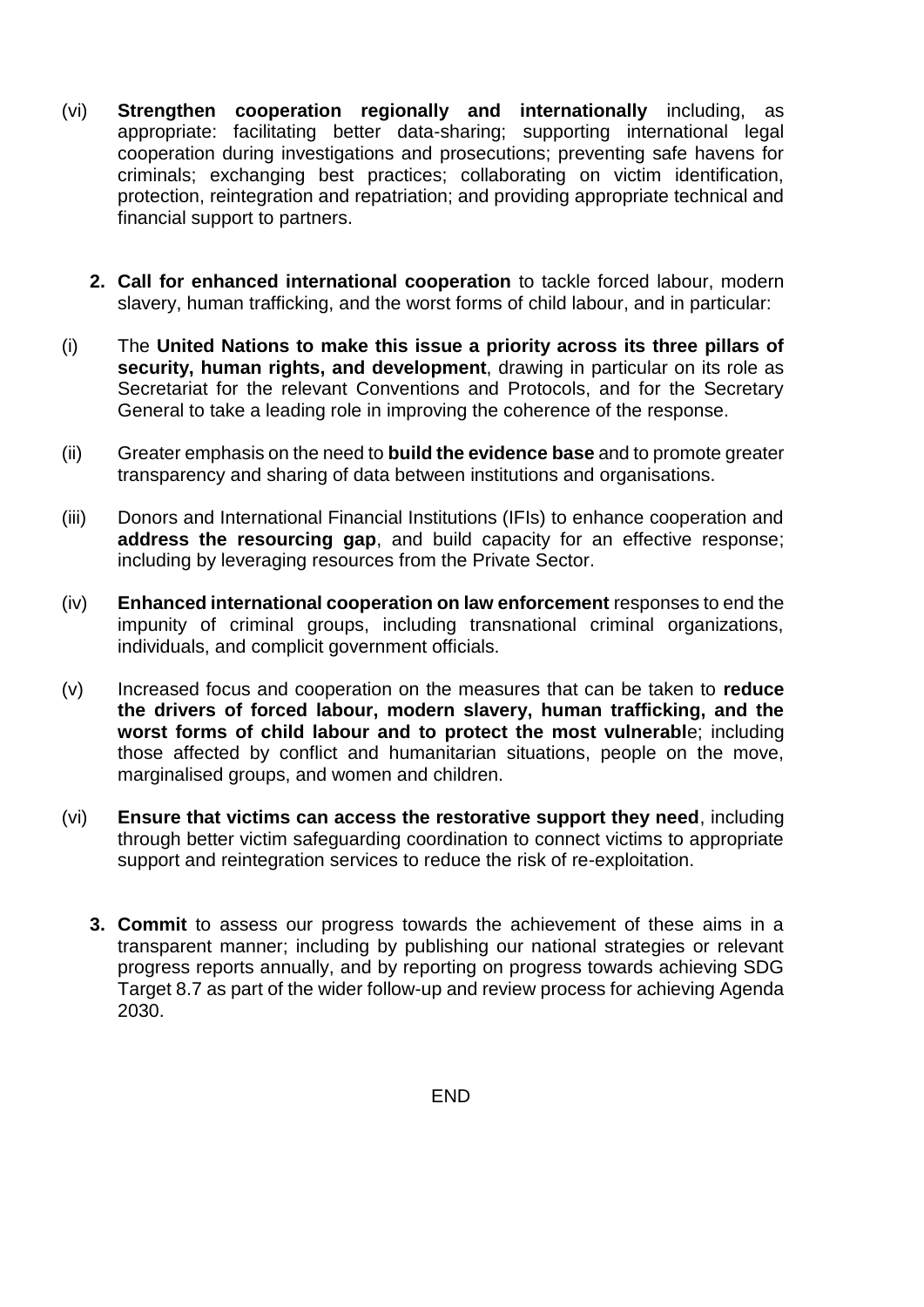(vi) **Strengthen cooperation regionally and internationally** including, as appropriate: facilitating better data-sharing; supporting international legal cooperation during investigations and prosecutions; preventing safe havens for criminals; exchanging best practices; collaborating on victim identification, protection, reintegration and repatriation; and providing appropriate technical and financial support to partners.

**2. Call for enhanced international cooperation** to tackle forced labour, modern slavery, human trafficking, and the worst forms of child labour, and in particular:

(i) The **United Nations to make this issue a priority across its three pillars of security, human rights, and development**, drawing in particular on its role as Secretariat for the relevant Conventions and Protocols, and for the Secretary General to take a leading role in improving the coherence of the response.

(ii) Greater emphasis on the need to **build the evidence base** and to promote greater transparency and sharing of data between institutions and organisations.

(iii) Donors and International Financial Institutions (IFIs) to enhance cooperation and **address the resourcing gap**, and build capacity for an effective response; including by leveraging resources from the Private Sector.

(iv) **Enhanced international cooperation on law enforcement** responses to end the impunity of criminal groups, including transnational criminal organizations, individuals, and complicit government officials.

(v) Increased focus and cooperation on the measures that can be taken to **reduce the drivers of forced labour, modern slavery, human trafficking, and the worst forms of child labour and to protect the most vulnerabl**e; including those affected by conflict and humanitarian situations, people on the move, marginalised groups, and women and children.

(vi) **Ensure that victims can access the restorative support they need**, including through better victim safeguarding coordination to connect victims to appropriate support and reintegration services to reduce the risk of re-exploitation.

**3. Commit** to assess our progress towards the achievement of these aims in a transparent manner; including by publishing our national strategies or relevant progress reports annually, and by reporting on progress towards achieving SDG Target 8.7 as part of the wider follow-up and review process for achieving Agenda 2030.

END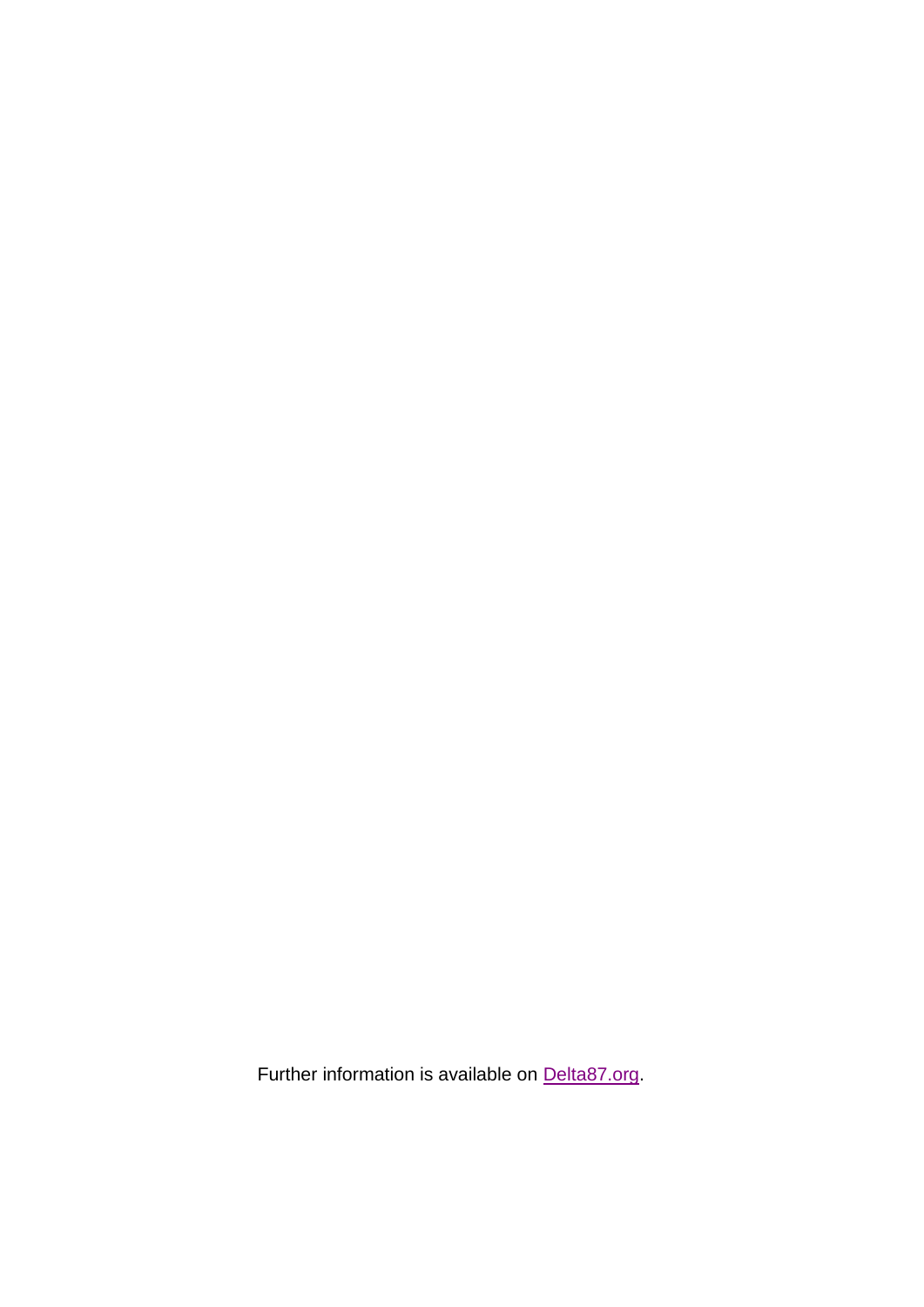Further information is available on [Delta87.org](Delta87.org).